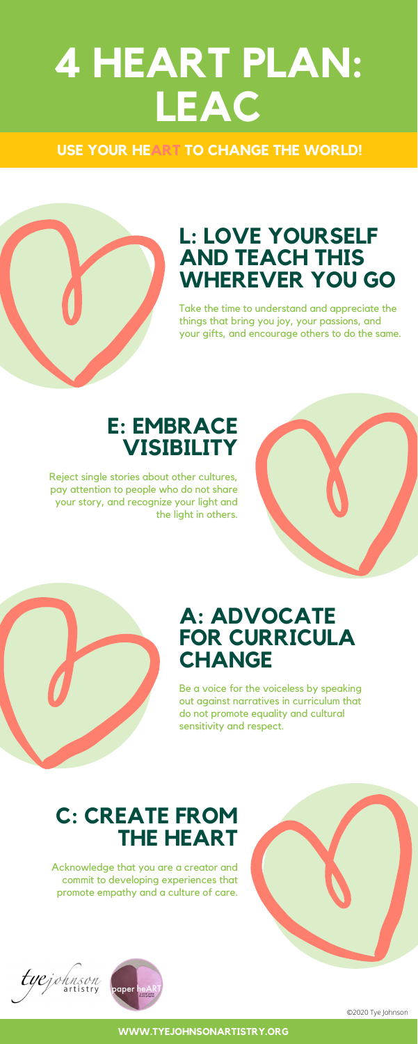# 4 HEART PLAN: LEAC

**USE YOUR HEART TO CHANGE THE WORLD!**

## L: LOVE YOURSELF AND TEACH THIS WHEREVER YOU GO

Take the time to understand and appreciate the things that bring you joy, your passions, and your gifts, and encourage others to do the same.

## E: EMBRACE VISIBILITY

Reject single stories about other cultures, pay attention to people who do not share your story, and recognize your light and the light in others.

## A: ADVOCATE FOR CURRICULA CHANGE

Be a voice for the voiceless by speaking out against narratives in curriculum that do not promote equality and cultural sensitivity and respect.

## C: CREATE FROM THE HEART

Acknowledge that you are a creator and commit to developing experiences that promote empathy and a culture of care.

tyejohnson artistry

paper heART

©2020 Tye Johnson

**WWW.TYEJOHNSONARTISTRY.ORG**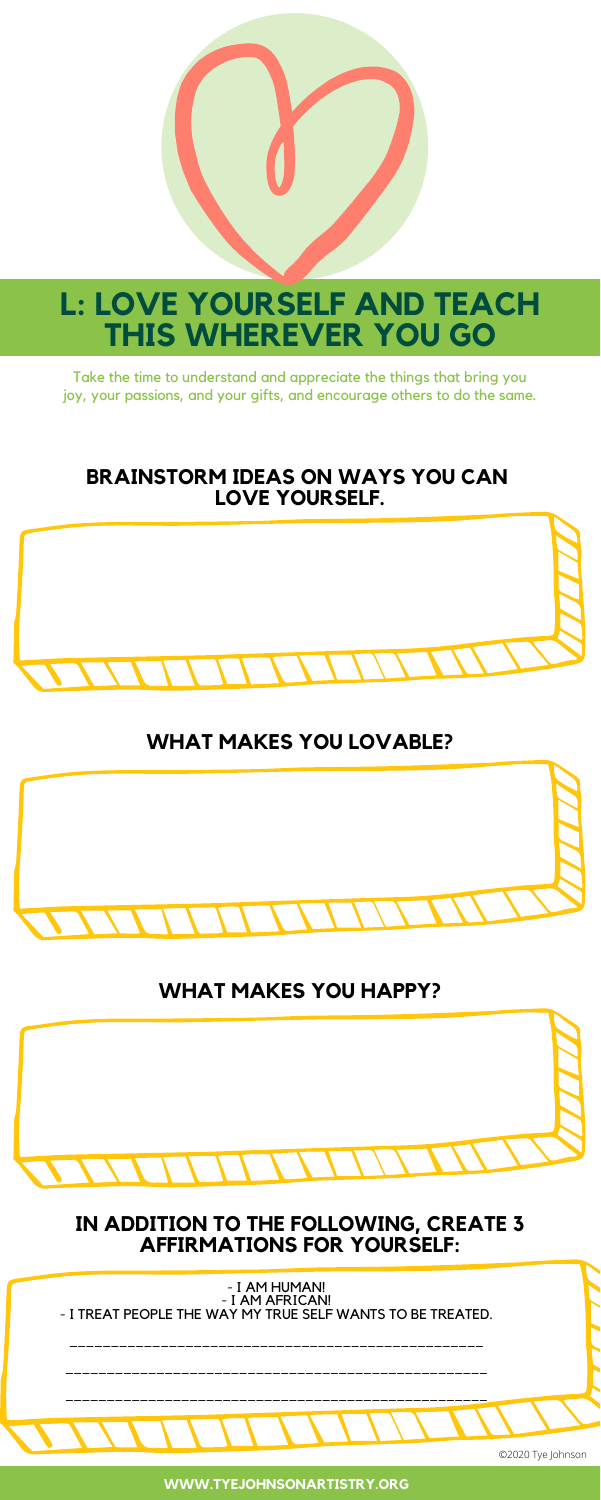# L: LOVE YOURSELF AND TEACH THIS WHEREVER YOU GO

Take the time to understand and appreciate the things that bring you joy, your passions, and your gifts, and encourage others to do the same.

## BRAINSTORM IDEAS ON WAYS YOU CAN LOVE YOURSELF.

## WHAT MAKES YOU LOVABLE?

## WHAT MAKES YOU HAPPY?

## IN ADDITION TO THE FOLLOWING, CREATE 3 AFFIRMATIONS FOR YOURSELF:

- I AM HUMAN!
- I AM AFRICAN!
- I TREAT PEOPLE THE WAY MY TRUE SELF WANTS TO BE TREATED.

__________________________________________________

__________________________________________________

__________________________________________________

©2020 Tye Johnson

WWW.TYEJOHNSONARTISTRY.ORG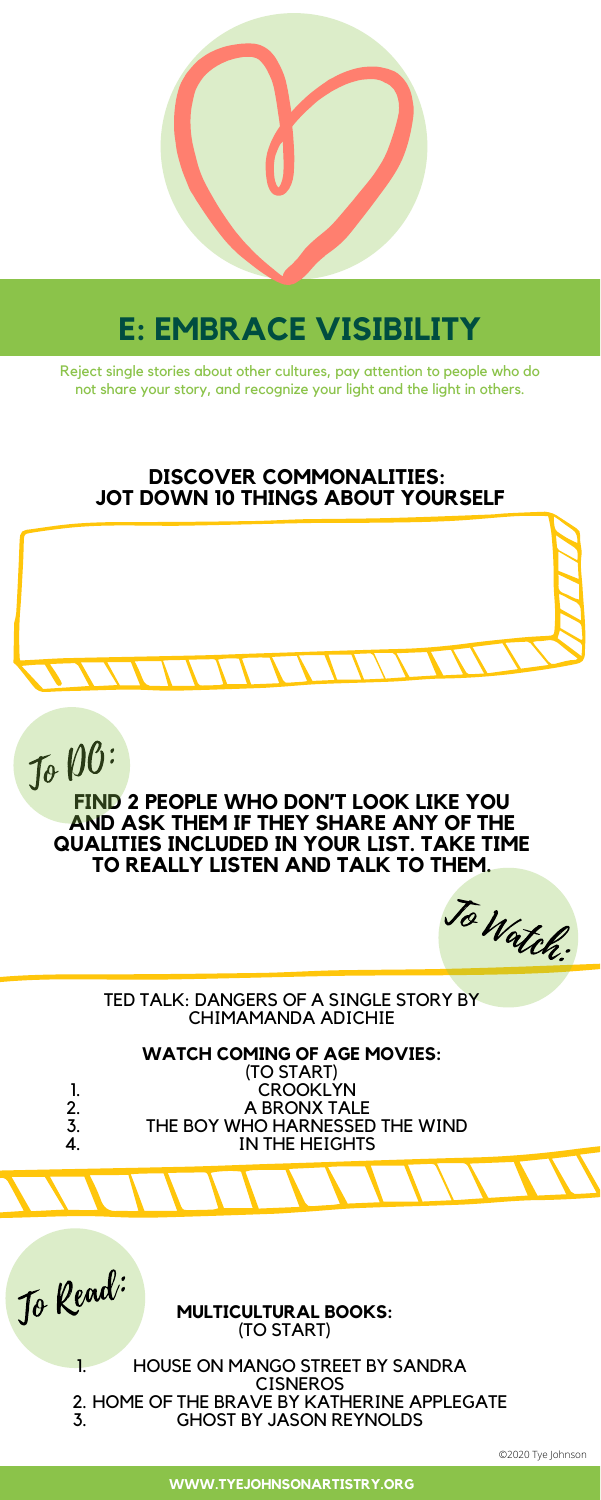# E: EMBRACE VISIBILITY

Reject single stories about other cultures, pay attention to people who do not share your story, and recognize your light and the light in others.

## DISCOVER COMMONALITIES: JOT DOWN 10 THINGS ABOUT YOURSELF

### To DO:

**FIND 2 PEOPLE WHO DON'T LOOK LIKE YOU AND ASK THEM IF THEY SHARE ANY OF THE QUALITIES INCLUDED IN YOUR LIST. TAKE TIME TO REALLY LISTEN AND TALK TO THEM.**

### To Watch:

TED TALK: DANGERS OF A SINGLE STORY BY CHIMAMANDA ADICHIE

**WATCH COMING OF AGE MOVIES:**
(TO START)

1. CROOKLYN
2. A BRONX TALE
3. THE BOY WHO HARNESSED THE WIND
4. IN THE HEIGHTS

### To Read:

**MULTICULTURAL BOOKS:**
(TO START)

1. HOUSE ON MANGO STREET BY SANDRA CISNEROS
2. HOME OF THE BRAVE BY KATHERINE APPLEGATE
3. GHOST BY JASON REYNOLDS

©2020 Tye Johnson

**WWW.TYEJOHNSONARTISTRY.ORG**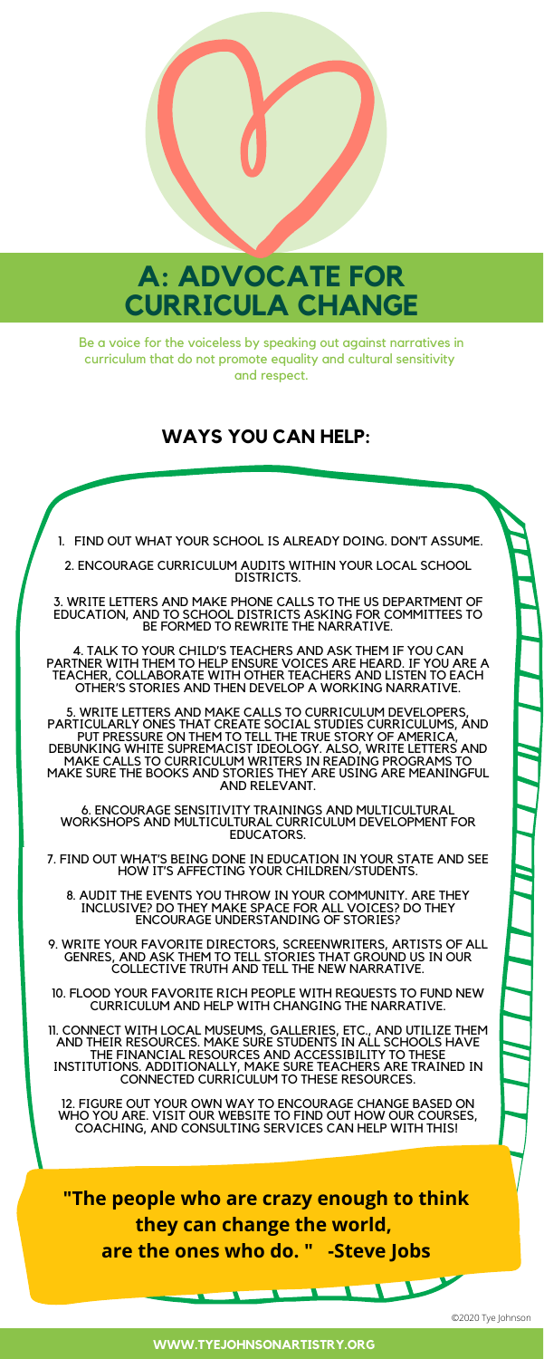# A: ADVOCATE FOR CURRICULA CHANGE

Be a voice for the voiceless by speaking out against narratives in curriculum that do not promote equality and cultural sensitivity and respect.

## WAYS YOU CAN HELP:

1. FIND OUT WHAT YOUR SCHOOL IS ALREADY DOING. DON'T ASSUME.
2. ENCOURAGE CURRICULUM AUDITS WITHIN YOUR LOCAL SCHOOL DISTRICTS.
3. WRITE LETTERS AND MAKE PHONE CALLS TO THE US DEPARTMENT OF EDUCATION, AND TO SCHOOL DISTRICTS ASKING FOR COMMITTEES TO BE FORMED TO REWRITE THE NARRATIVE.
4. TALK TO YOUR CHILD'S TEACHERS AND ASK THEM IF YOU CAN PARTNER WITH THEM TO HELP ENSURE VOICES ARE HEARD. IF YOU ARE A TEACHER, COLLABORATE WITH OTHER TEACHERS AND LISTEN TO EACH OTHER'S STORIES AND THEN DEVELOP A WORKING NARRATIVE.
5. WRITE LETTERS AND MAKE CALLS TO CURRICULUM DEVELOPERS, PARTICULARLY ONES THAT CREATE SOCIAL STUDIES CURRICULUMS, AND PUT PRESSURE ON THEM TO TELL THE TRUE STORY OF AMERICA, DEBUNKING WHITE SUPREMACIST IDEOLOGY. ALSO, WRITE LETTERS AND MAKE CALLS TO CURRICULUM WRITERS IN READING PROGRAMS TO MAKE SURE THE BOOKS AND STORIES THEY ARE USING ARE MEANINGFUL AND RELEVANT.
6. ENCOURAGE SENSITIVITY TRAININGS AND MULTICULTURAL WORKSHOPS AND MULTICULTURAL CURRICULUM DEVELOPMENT FOR EDUCATORS.
7. FIND OUT WHAT'S BEING DONE IN EDUCATION IN YOUR STATE AND SEE HOW IT'S AFFECTING YOUR CHILDREN/STUDENTS.
8. AUDIT THE EVENTS YOU THROW IN YOUR COMMUNITY. ARE THEY INCLUSIVE? DO THEY MAKE SPACE FOR ALL VOICES? DO THEY ENCOURAGE UNDERSTANDING OF STORIES?
9. WRITE YOUR FAVORITE DIRECTORS, SCREENWRITERS, ARTISTS OF ALL GENRES, AND ASK THEM TO TELL STORIES THAT GROUND US IN OUR COLLECTIVE TRUTH AND TELL THE NEW NARRATIVE.
10. FLOOD YOUR FAVORITE RICH PEOPLE WITH REQUESTS TO FUND NEW CURRICULUM AND HELP WITH CHANGING THE NARRATIVE.
11. CONNECT WITH LOCAL MUSEUMS, GALLERIES, ETC., AND UTILIZE THEM AND THEIR RESOURCES. MAKE SURE STUDENTS IN ALL SCHOOLS HAVE THE FINANCIAL RESOURCES AND ACCESSIBILITY TO THESE INSTITUTIONS. ADDITIONALLY, MAKE SURE TEACHERS ARE TRAINED IN CONNECTED CURRICULUM TO THESE RESOURCES.
12. FIGURE OUT YOUR OWN WAY TO ENCOURAGE CHANGE BASED ON WHO YOU ARE. VISIT OUR WEBSITE TO FIND OUT HOW OUR COURSES, COACHING, AND CONSULTING SERVICES CAN HELP WITH THIS!

**"The people who are crazy enough to think they can change the world, are the ones who do. " -Steve Jobs**

©2020 Tye Johnson

**WWW.TYEJOHNSONARTISTRY.ORG**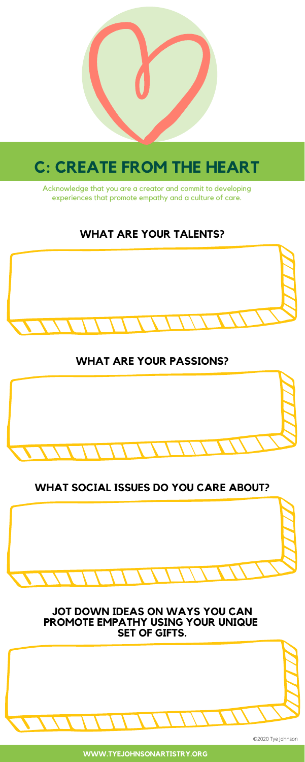# C: CREATE FROM THE HEART

Acknowledge that you are a creator and commit to developing experiences that promote empathy and a culture of care.

## WHAT ARE YOUR TALENTS?

## WHAT ARE YOUR PASSIONS?

## WHAT SOCIAL ISSUES DO YOU CARE ABOUT?

## JOT DOWN IDEAS ON WAYS YOU CAN PROMOTE EMPATHY USING YOUR UNIQUE SET OF GIFTS.

©2020 Tye Johnson

WWW.TYEJOHNSONARTISTRY.ORG